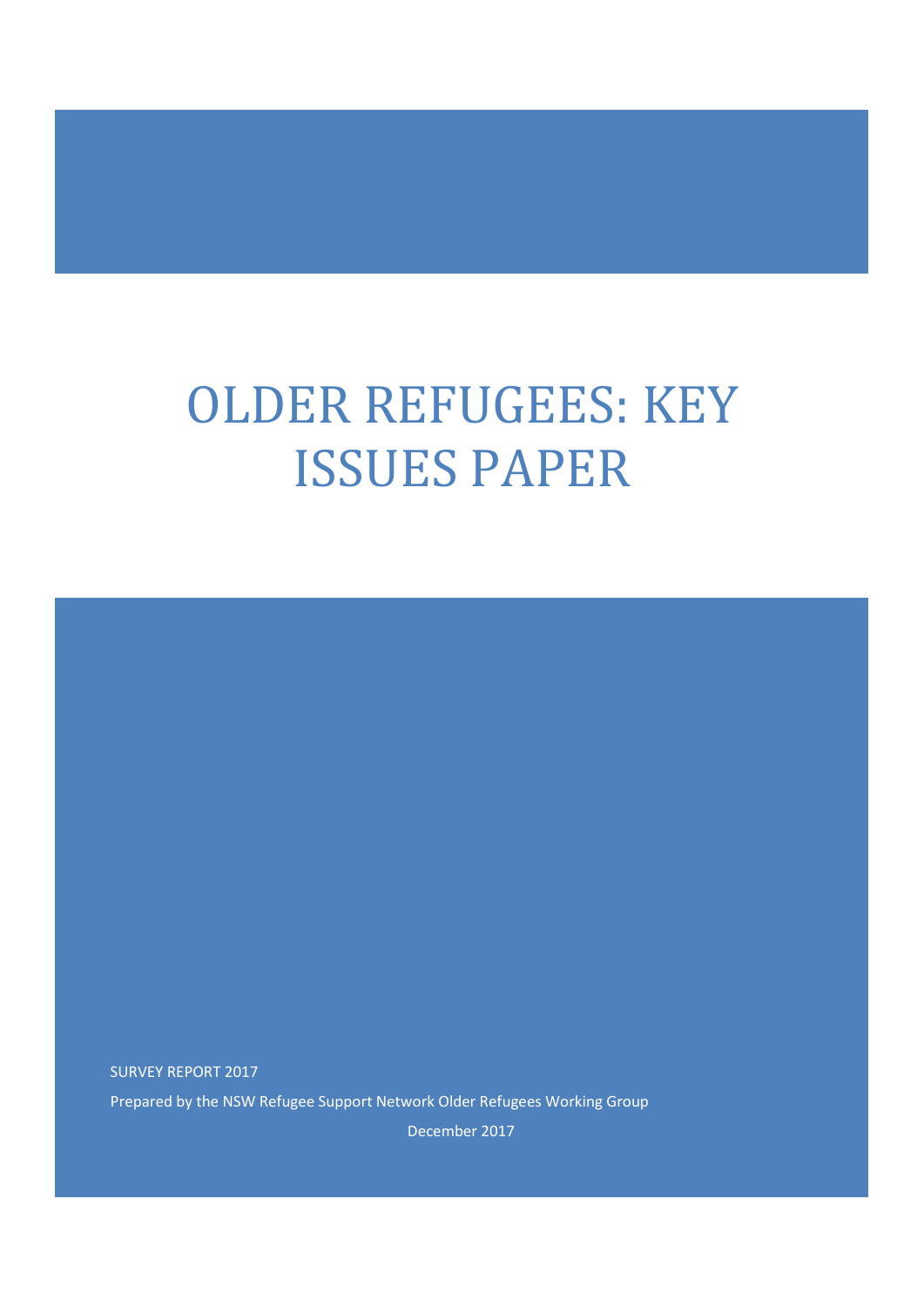# OLDER REFUGEES: KEY ISSUES PAPER

SURVEY REPORT 2017

Prepared by the NSW Refugee Support Network Older Refugees Working Group

December 2017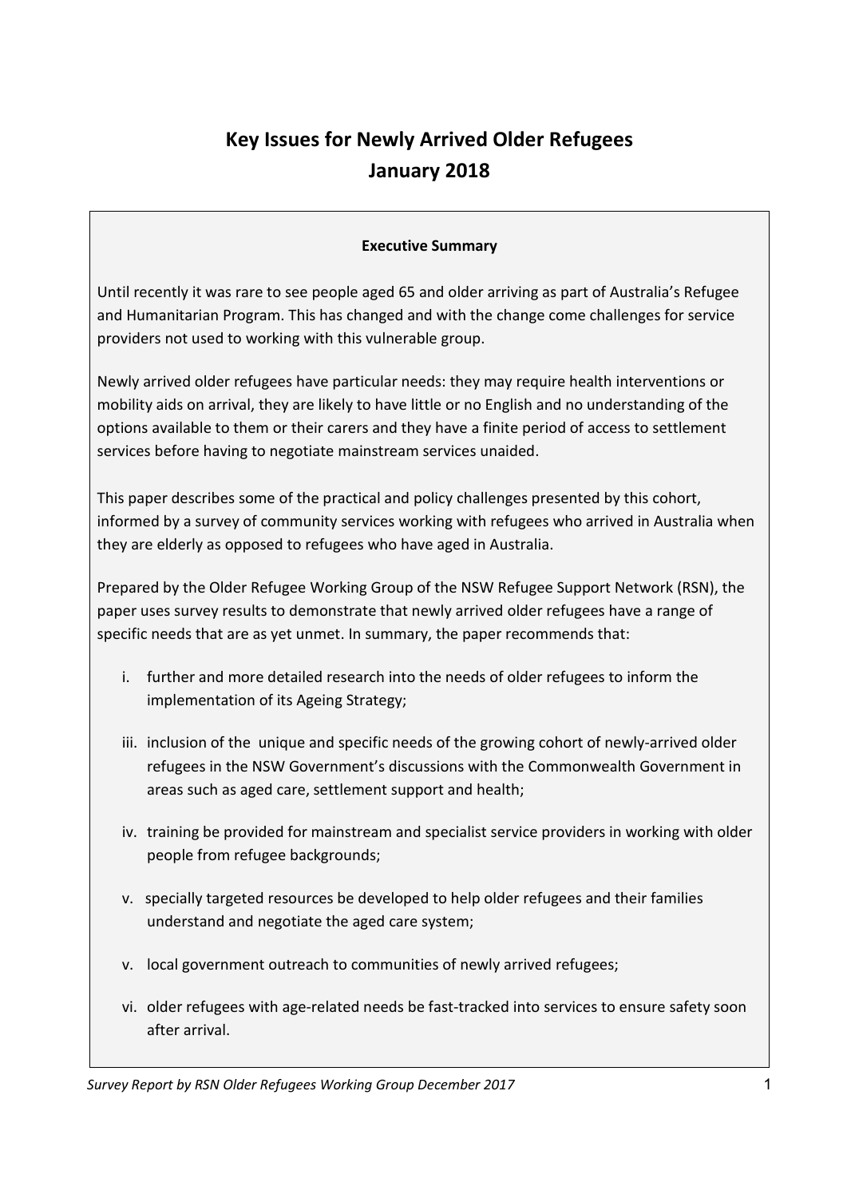# Key Issues for Newly Arrived Older Refugees
# January 2018

**Executive Summary**

Until recently it was rare to see people aged 65 and older arriving as part of Australia's Refugee and Humanitarian Program. This has changed and with the change come challenges for service providers not used to working with this vulnerable group.

Newly arrived older refugees have particular needs: they may require health interventions or mobility aids on arrival, they are likely to have little or no English and no understanding of the options available to them or their carers and they have a finite period of access to settlement services before having to negotiate mainstream services unaided.

This paper describes some of the practical and policy challenges presented by this cohort, informed by a survey of community services working with refugees who arrived in Australia when they are elderly as opposed to refugees who have aged in Australia.

Prepared by the Older Refugee Working Group of the NSW Refugee Support Network (RSN), the paper uses survey results to demonstrate that newly arrived older refugees have a range of specific needs that are as yet unmet. In summary, the paper recommends that:

i. further and more detailed research into the needs of older refugees to inform the implementation of its Ageing Strategy;

iii. inclusion of the unique and specific needs of the growing cohort of newly-arrived older refugees in the NSW Government's discussions with the Commonwealth Government in areas such as aged care, settlement support and health;

iv. training be provided for mainstream and specialist service providers in working with older people from refugee backgrounds;

v. specially targeted resources be developed to help older refugees and their families understand and negotiate the aged care system;

v. local government outreach to communities of newly arrived refugees;

vi. older refugees with age-related needs be fast-tracked into services to ensure safety soon after arrival.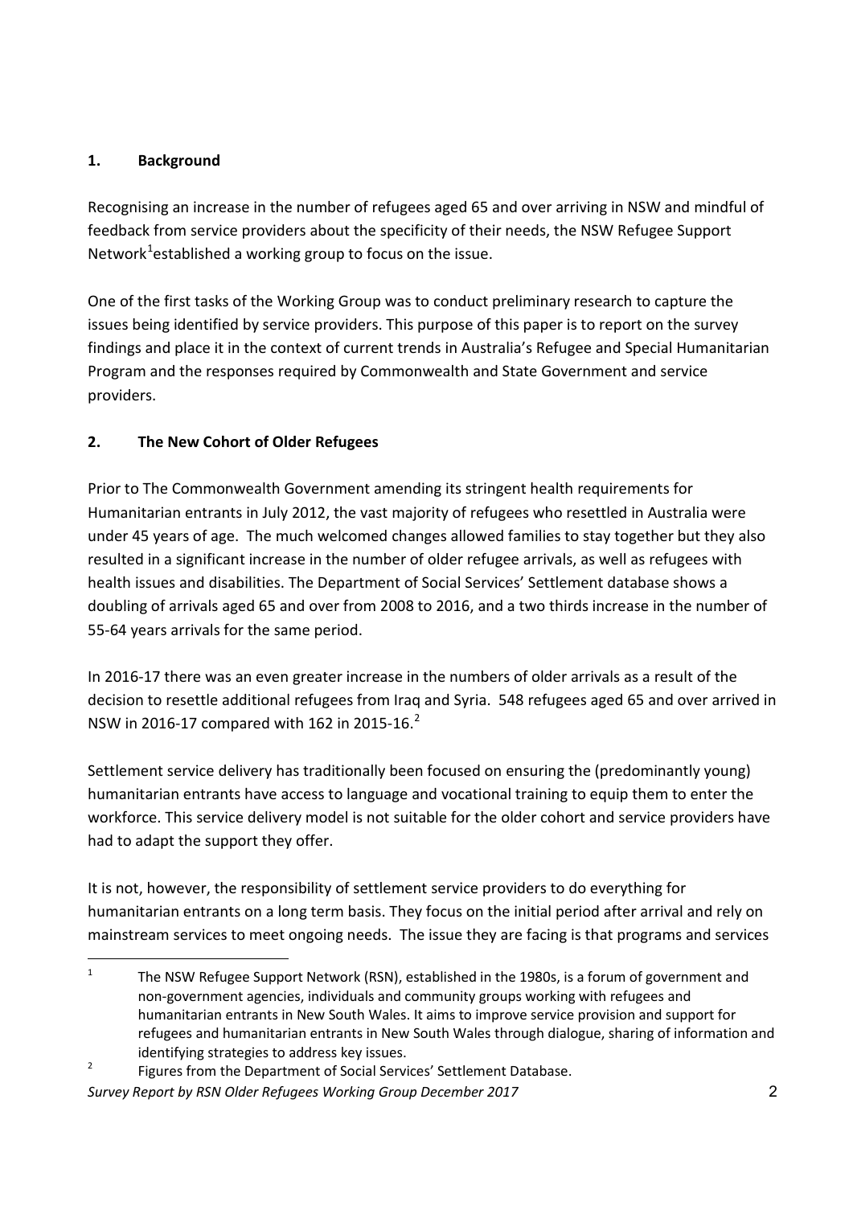## 1. Background

Recognising an increase in the number of refugees aged 65 and over arriving in NSW and mindful of feedback from service providers about the specificity of their needs, the NSW Refugee Support Network[1]established a working group to focus on the issue.

One of the first tasks of the Working Group was to conduct preliminary research to capture the issues being identified by service providers. This purpose of this paper is to report on the survey findings and place it in the context of current trends in Australia's Refugee and Special Humanitarian Program and the responses required by Commonwealth and State Government and service providers.

## 2. The New Cohort of Older Refugees

Prior to The Commonwealth Government amending its stringent health requirements for Humanitarian entrants in July 2012, the vast majority of refugees who resettled in Australia were under 45 years of age. The much welcomed changes allowed families to stay together but they also resulted in a significant increase in the number of older refugee arrivals, as well as refugees with health issues and disabilities. The Department of Social Services' Settlement database shows a doubling of arrivals aged 65 and over from 2008 to 2016, and a two thirds increase in the number of 55-64 years arrivals for the same period.

In 2016-17 there was an even greater increase in the numbers of older arrivals as a result of the decision to resettle additional refugees from Iraq and Syria. 548 refugees aged 65 and over arrived in NSW in 2016-17 compared with 162 in 2015-16.[2]

Settlement service delivery has traditionally been focused on ensuring the (predominantly young) humanitarian entrants have access to language and vocational training to equip them to enter the workforce. This service delivery model is not suitable for the older cohort and service providers have had to adapt the support they offer.

It is not, however, the responsibility of settlement service providers to do everything for humanitarian entrants on a long term basis. They focus on the initial period after arrival and rely on mainstream services to meet ongoing needs. The issue they are facing is that programs and services

---

[1] The NSW Refugee Support Network (RSN), established in the 1980s, is a forum of government and non-government agencies, individuals and community groups working with refugees and humanitarian entrants in New South Wales. It aims to improve service provision and support for refugees and humanitarian entrants in New South Wales through dialogue, sharing of information and identifying strategies to address key issues.

[2] Figures from the Department of Social Services' Settlement Database.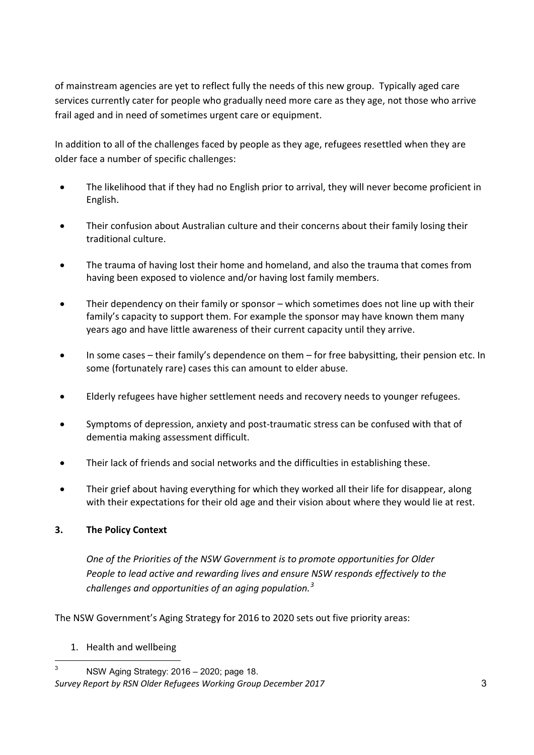of mainstream agencies are yet to reflect fully the needs of this new group. Typically aged care services currently cater for people who gradually need more care as they age, not those who arrive frail aged and in need of sometimes urgent care or equipment.

In addition to all of the challenges faced by people as they age, refugees resettled when they are older face a number of specific challenges:

- The likelihood that if they had no English prior to arrival, they will never become proficient in English.
- Their confusion about Australian culture and their concerns about their family losing their traditional culture.
- The trauma of having lost their home and homeland, and also the trauma that comes from having been exposed to violence and/or having lost family members.
- Their dependency on their family or sponsor – which sometimes does not line up with their family's capacity to support them. For example the sponsor may have known them many years ago and have little awareness of their current capacity until they arrive.
- In some cases – their family's dependence on them – for free babysitting, their pension etc. In some (fortunately rare) cases this can amount to elder abuse.
- Elderly refugees have higher settlement needs and recovery needs to younger refugees.
- Symptoms of depression, anxiety and post-traumatic stress can be confused with that of dementia making assessment difficult.
- Their lack of friends and social networks and the difficulties in establishing these.
- Their grief about having everything for which they worked all their life for disappear, along with their expectations for their old age and their vision about where they would lie at rest.

## 3. The Policy Context

*One of the Priorities of the NSW Government is to promote opportunities for Older People to lead active and rewarding lives and ensure NSW responds effectively to the challenges and opportunities of an aging population.*[3]

The NSW Government's Aging Strategy for 2016 to 2020 sets out five priority areas:

1. Health and wellbeing

[3] NSW Aging Strategy: 2016 – 2020; page 18.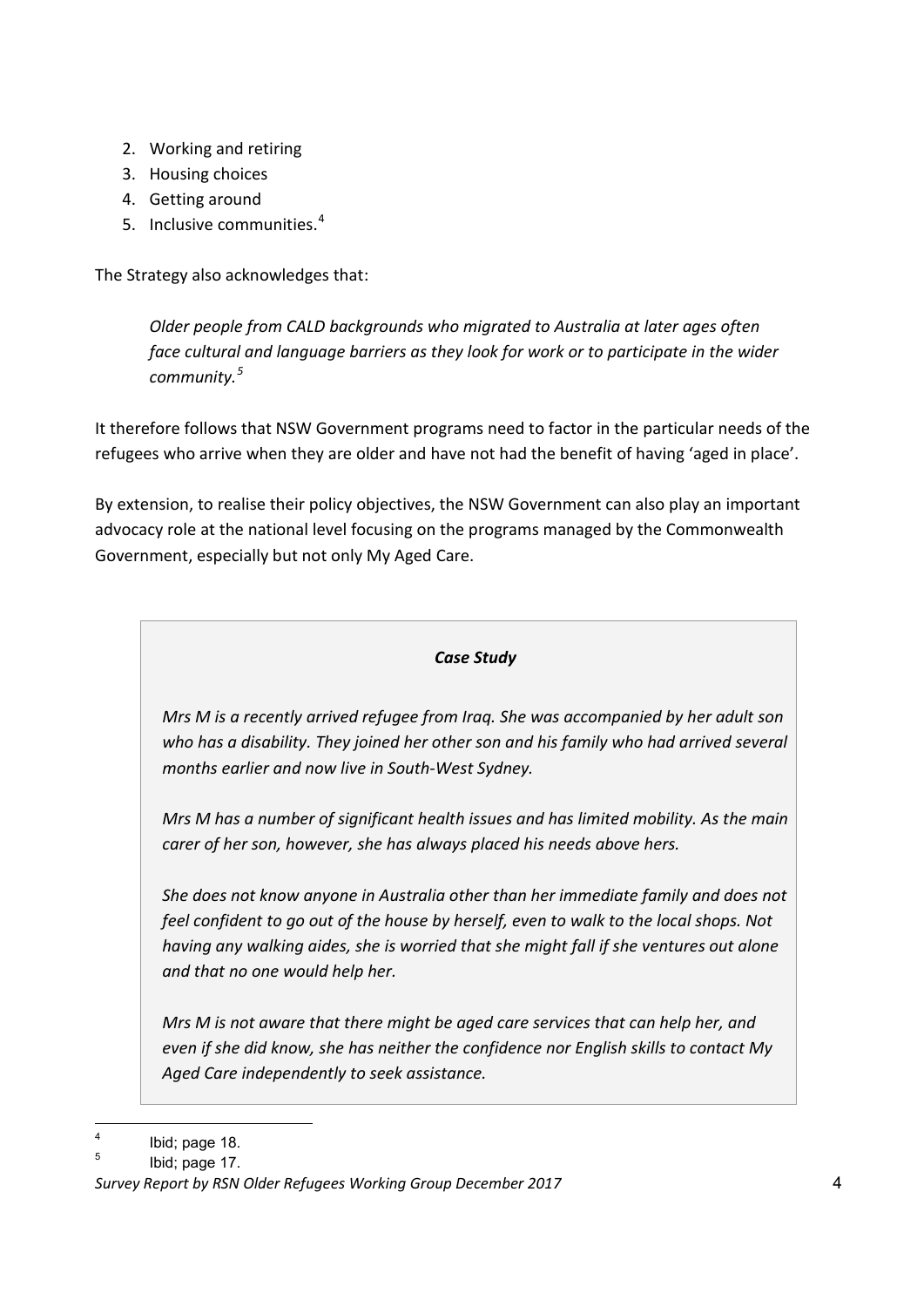2. Working and retiring
3. Housing choices
4. Getting around
5. Inclusive communities.[4]

The Strategy also acknowledges that:

> *Older people from CALD backgrounds who migrated to Australia at later ages often face cultural and language barriers as they look for work or to participate in the wider community.[5]*

It therefore follows that NSW Government programs need to factor in the particular needs of the refugees who arrive when they are older and have not had the benefit of having 'aged in place'.

By extension, to realise their policy objectives, the NSW Government can also play an important advocacy role at the national level focusing on the programs managed by the Commonwealth Government, especially but not only My Aged Care.

> ***Case Study***
>
> *Mrs M is a recently arrived refugee from Iraq. She was accompanied by her adult son who has a disability. They joined her other son and his family who had arrived several months earlier and now live in South-West Sydney.*
>
> *Mrs M has a number of significant health issues and has limited mobility. As the main carer of her son, however, she has always placed his needs above hers.*
>
> *She does not know anyone in Australia other than her immediate family and does not feel confident to go out of the house by herself, even to walk to the local shops. Not having any walking aides, she is worried that she might fall if she ventures out alone and that no one would help her.*
>
> *Mrs M is not aware that there might be aged care services that can help her, and even if she did know, she has neither the confidence nor English skills to contact My Aged Care independently to seek assistance.*

---

[4] Ibid; page 18.

[5] Ibid; page 17.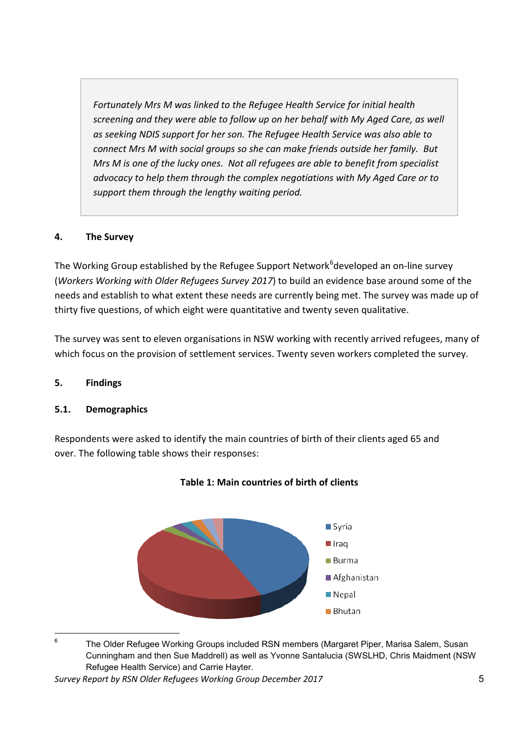*Fortunately Mrs M was linked to the Refugee Health Service for initial health screening and they were able to follow up on her behalf with My Aged Care, as well as seeking NDIS support for her son. The Refugee Health Service was also able to connect Mrs M with social groups so she can make friends outside her family. But Mrs M is one of the lucky ones. Not all refugees are able to benefit from specialist advocacy to help them through the complex negotiations with My Aged Care or to support them through the lengthy waiting period.*

## 4. The Survey

The Working Group established by the Refugee Support Network[6] developed an on-line survey (*Workers Working with Older Refugees Survey 2017*) to build an evidence base around some of the needs and establish to what extent these needs are currently being met. The survey was made up of thirty five questions, of which eight were quantitative and twenty seven qualitative.

The survey was sent to eleven organisations in NSW working with recently arrived refugees, many of which focus on the provision of settlement services. Twenty seven workers completed the survey.

## 5. Findings

### 5.1. Demographics

Respondents were asked to identify the main countries of birth of their clients aged 65 and over. The following table shows their responses:

**Table 1: Main countries of birth of clients**

Syria, Iraq, Burma, Afghanistan, Nepal, Bhutan

---

[6] The Older Refugee Working Groups included RSN members (Margaret Piper, Marisa Salem, Susan Cunningham and then Sue Maddrell) as well as Yvonne Santalucia (SWSLHD, Chris Maidment (NSW Refugee Health Service) and Carrie Hayter.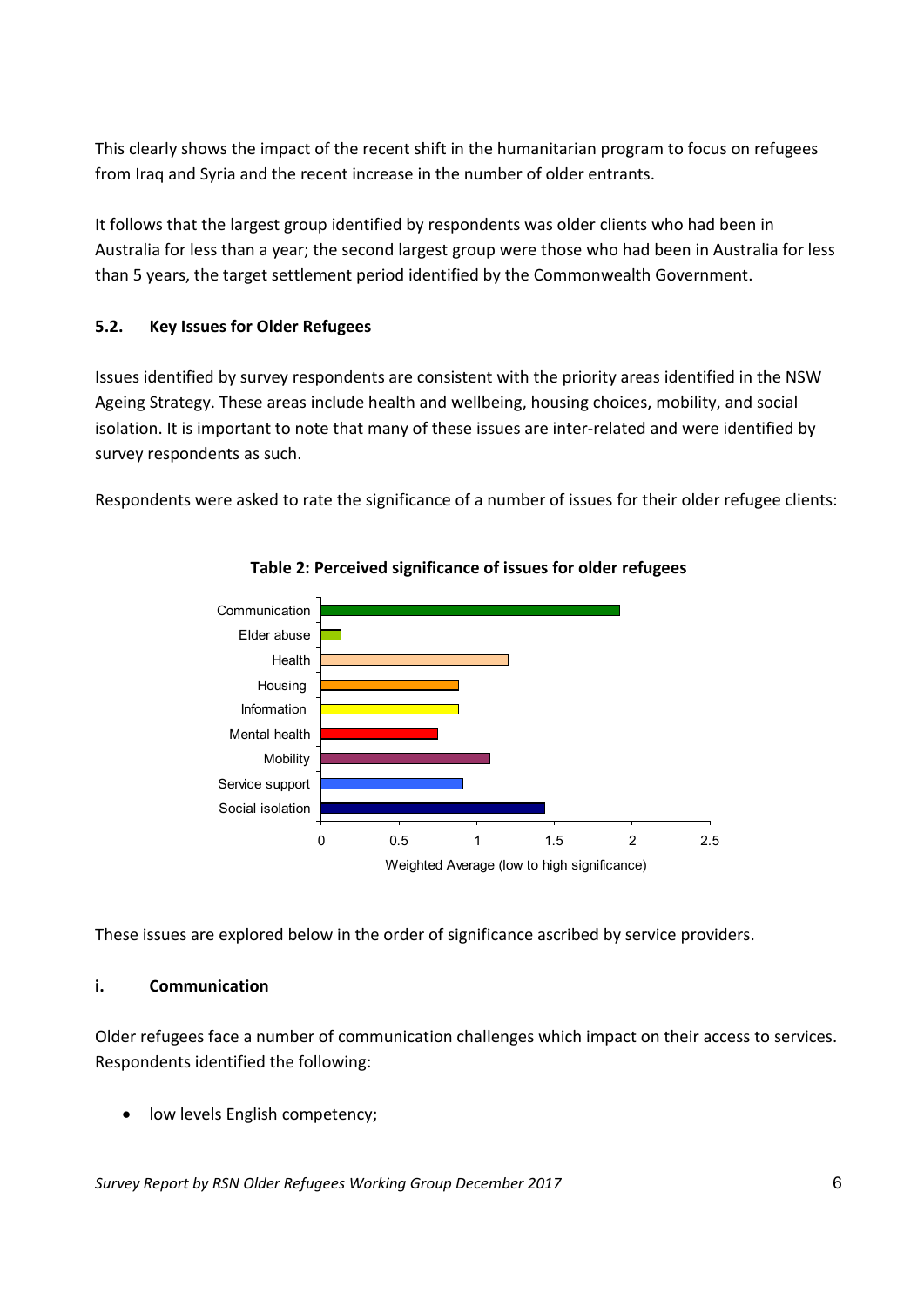This clearly shows the impact of the recent shift in the humanitarian program to focus on refugees from Iraq and Syria and the recent increase in the number of older entrants.

It follows that the largest group identified by respondents was older clients who had been in Australia for less than a year; the second largest group were those who had been in Australia for less than 5 years, the target settlement period identified by the Commonwealth Government.

### 5.2. Key Issues for Older Refugees

Issues identified by survey respondents are consistent with the priority areas identified in the NSW Ageing Strategy. These areas include health and wellbeing, housing choices, mobility, and social isolation. It is important to note that many of these issues are inter-related and were identified by survey respondents as such.

Respondents were asked to rate the significance of a number of issues for their older refugee clients:

**Table 2: Perceived significance of issues for older refugees**

These issues are explored below in the order of significance ascribed by service providers.

#### i. Communication

Older refugees face a number of communication challenges which impact on their access to services. Respondents identified the following:

- low levels English competency;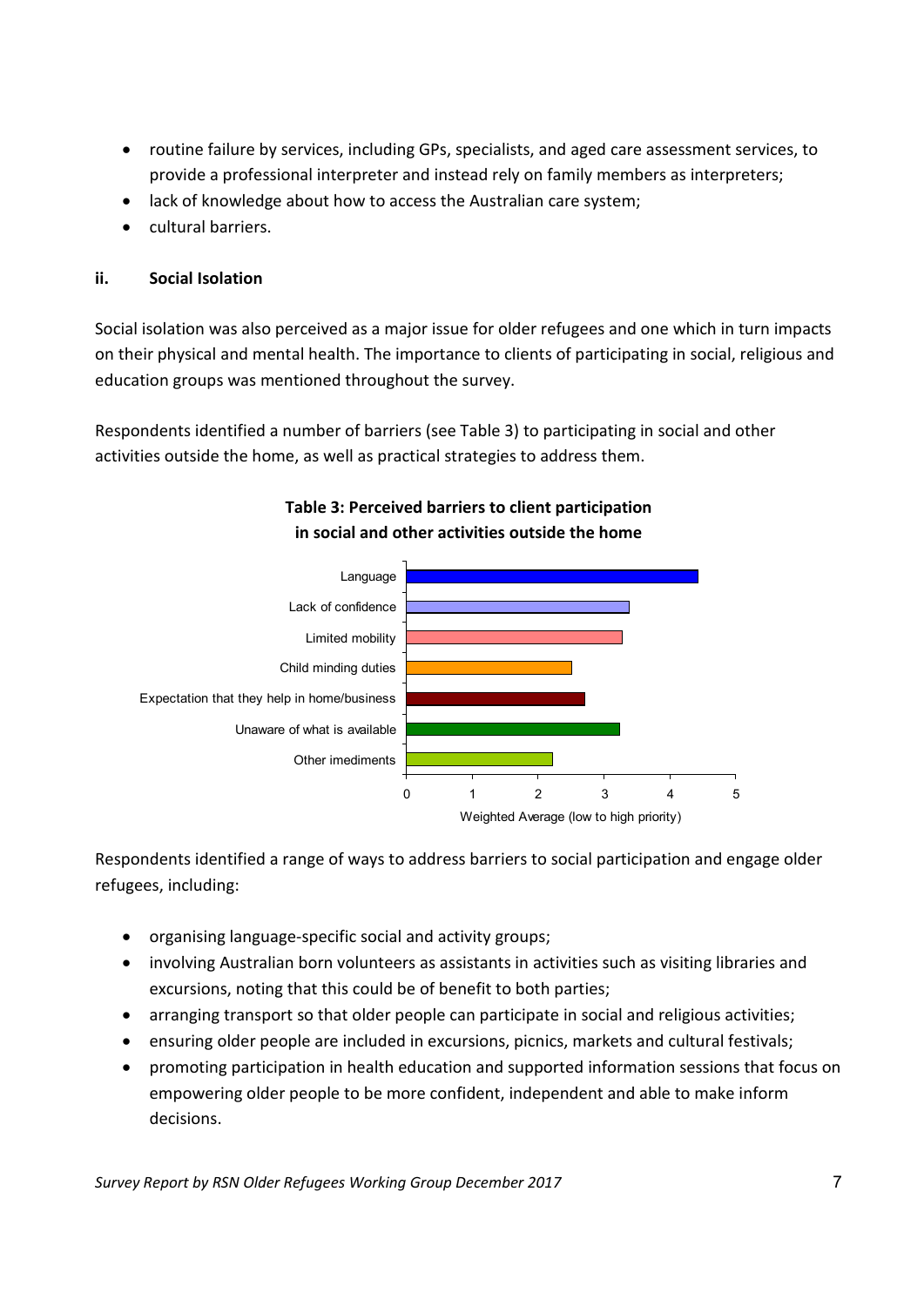- routine failure by services, including GPs, specialists, and aged care assessment services, to provide a professional interpreter and instead rely on family members as interpreters;
- lack of knowledge about how to access the Australian care system;
- cultural barriers.

### ii. Social Isolation

Social isolation was also perceived as a major issue for older refugees and one which in turn impacts on their physical and mental health. The importance to clients of participating in social, religious and education groups was mentioned throughout the survey.

Respondents identified a number of barriers (see Table 3) to participating in social and other activities outside the home, as well as practical strategies to address them.

**Table 3: Perceived barriers to client participation in social and other activities outside the home**

Language

Lack of confidence

Limited mobility

Child minding duties

Expectation that they help in home/business

Unaware of what is available

Other imediments

0 1 2 3 4 5

Weighted Average (low to high priority)

Respondents identified a range of ways to address barriers to social participation and engage older refugees, including:

- organising language-specific social and activity groups;
- involving Australian born volunteers as assistants in activities such as visiting libraries and excursions, noting that this could be of benefit to both parties;
- arranging transport so that older people can participate in social and religious activities;
- ensuring older people are included in excursions, picnics, markets and cultural festivals;
- promoting participation in health education and supported information sessions that focus on empowering older people to be more confident, independent and able to make inform decisions.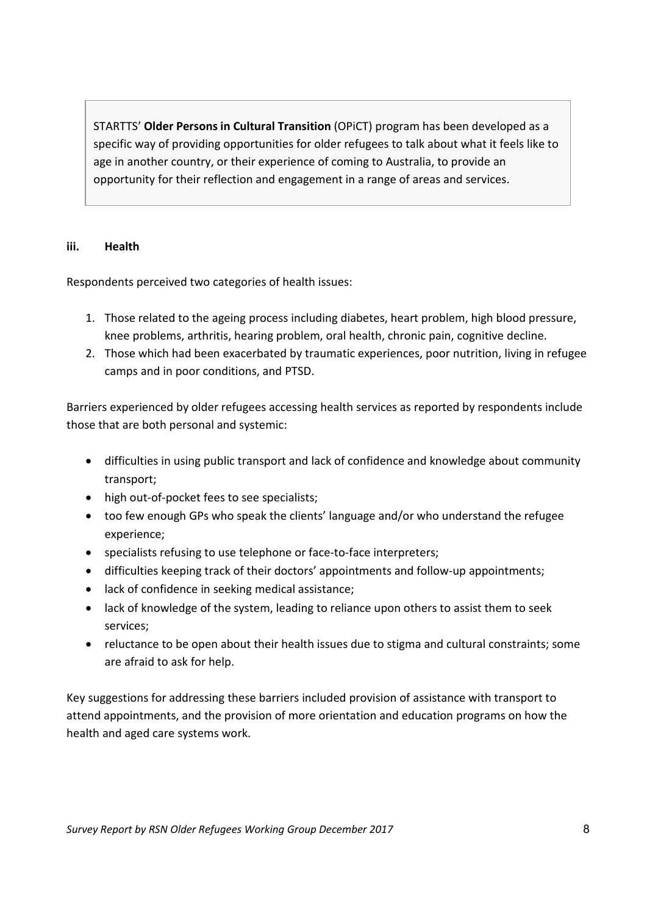STARTTS' **Older Persons in Cultural Transition** (OPiCT) program has been developed as a specific way of providing opportunities for older refugees to talk about what it feels like to age in another country, or their experience of coming to Australia, to provide an opportunity for their reflection and engagement in a range of areas and services.

#### iii. Health

Respondents perceived two categories of health issues:

1. Those related to the ageing process including diabetes, heart problem, high blood pressure, knee problems, arthritis, hearing problem, oral health, chronic pain, cognitive decline.
2. Those which had been exacerbated by traumatic experiences, poor nutrition, living in refugee camps and in poor conditions, and PTSD.

Barriers experienced by older refugees accessing health services as reported by respondents include those that are both personal and systemic:

- difficulties in using public transport and lack of confidence and knowledge about community transport;
- high out-of-pocket fees to see specialists;
- too few enough GPs who speak the clients' language and/or who understand the refugee experience;
- specialists refusing to use telephone or face-to-face interpreters;
- difficulties keeping track of their doctors' appointments and follow-up appointments;
- lack of confidence in seeking medical assistance;
- lack of knowledge of the system, leading to reliance upon others to assist them to seek services;
- reluctance to be open about their health issues due to stigma and cultural constraints; some are afraid to ask for help.

Key suggestions for addressing these barriers included provision of assistance with transport to attend appointments, and the provision of more orientation and education programs on how the health and aged care systems work.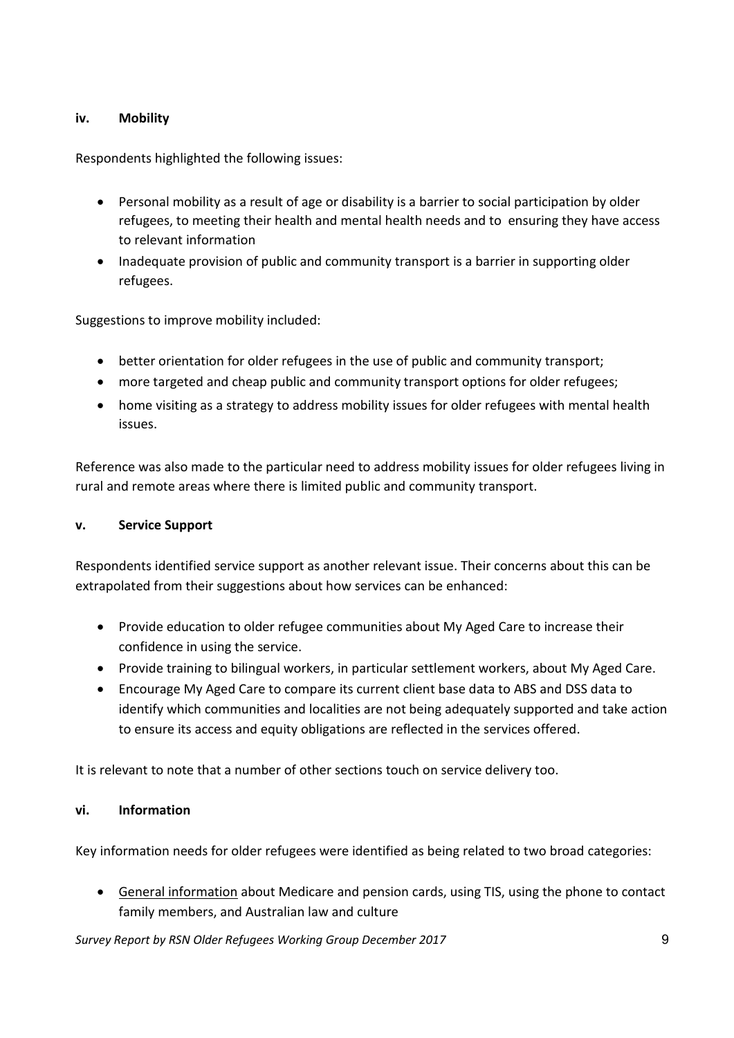#### iv. Mobility

Respondents highlighted the following issues:

- Personal mobility as a result of age or disability is a barrier to social participation by older refugees, to meeting their health and mental health needs and to ensuring they have access to relevant information
- Inadequate provision of public and community transport is a barrier in supporting older refugees.

Suggestions to improve mobility included:

- better orientation for older refugees in the use of public and community transport;
- more targeted and cheap public and community transport options for older refugees;
- home visiting as a strategy to address mobility issues for older refugees with mental health issues.

Reference was also made to the particular need to address mobility issues for older refugees living in rural and remote areas where there is limited public and community transport.

#### v. Service Support

Respondents identified service support as another relevant issue. Their concerns about this can be extrapolated from their suggestions about how services can be enhanced:

- Provide education to older refugee communities about My Aged Care to increase their confidence in using the service.
- Provide training to bilingual workers, in particular settlement workers, about My Aged Care.
- Encourage My Aged Care to compare its current client base data to ABS and DSS data to identify which communities and localities are not being adequately supported and take action to ensure its access and equity obligations are reflected in the services offered.

It is relevant to note that a number of other sections touch on service delivery too.

#### vi. Information

Key information needs for older refugees were identified as being related to two broad categories:

- General information about Medicare and pension cards, using TIS, using the phone to contact family members, and Australian law and culture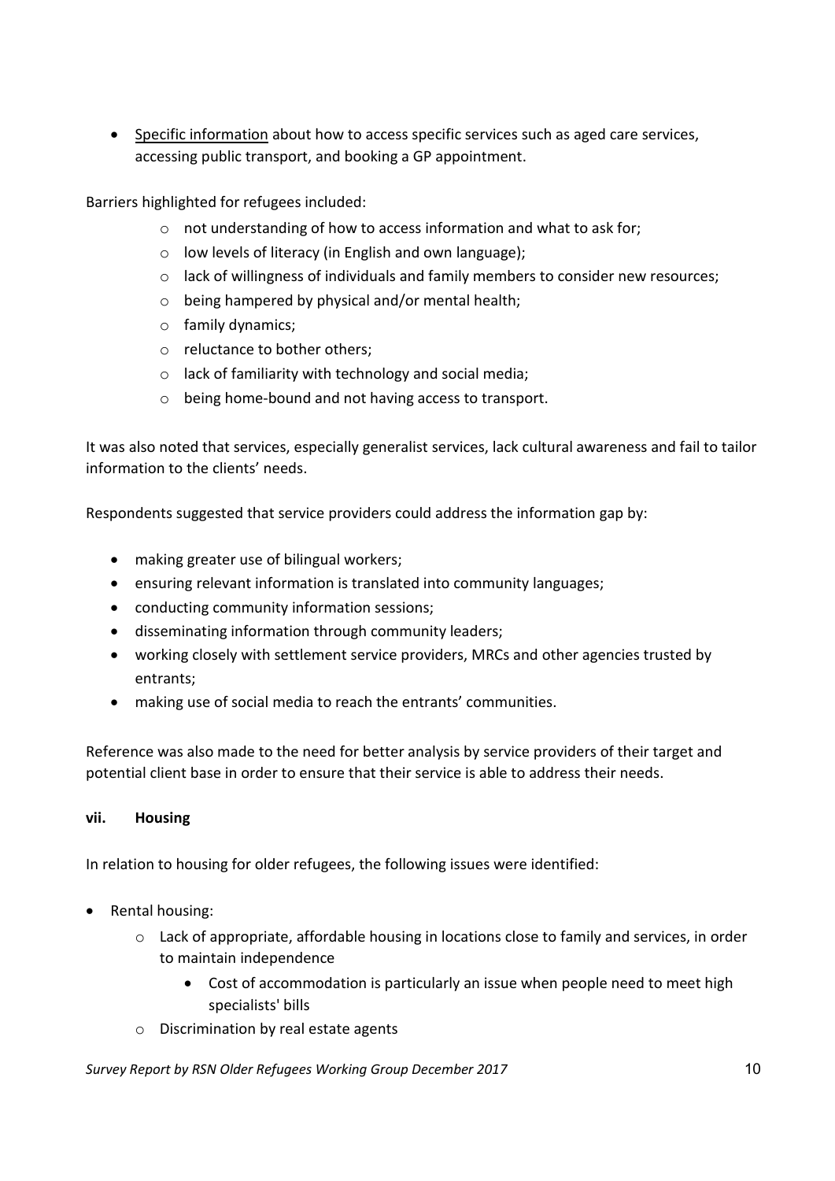- Specific information about how to access specific services such as aged care services, accessing public transport, and booking a GP appointment.

Barriers highlighted for refugees included:

- not understanding of how to access information and what to ask for;
- low levels of literacy (in English and own language);
- lack of willingness of individuals and family members to consider new resources;
- being hampered by physical and/or mental health;
- family dynamics;
- reluctance to bother others;
- lack of familiarity with technology and social media;
- being home-bound and not having access to transport.

It was also noted that services, especially generalist services, lack cultural awareness and fail to tailor information to the clients' needs.

Respondents suggested that service providers could address the information gap by:

- making greater use of bilingual workers;
- ensuring relevant information is translated into community languages;
- conducting community information sessions;
- disseminating information through community leaders;
- working closely with settlement service providers, MRCs and other agencies trusted by entrants;
- making use of social media to reach the entrants' communities.

Reference was also made to the need for better analysis by service providers of their target and potential client base in order to ensure that their service is able to address their needs.

#### vii. Housing

In relation to housing for older refugees, the following issues were identified:

- Rental housing:
  - Lack of appropriate, affordable housing in locations close to family and services, in order to maintain independence
    - Cost of accommodation is particularly an issue when people need to meet high specialists' bills
  - Discrimination by real estate agents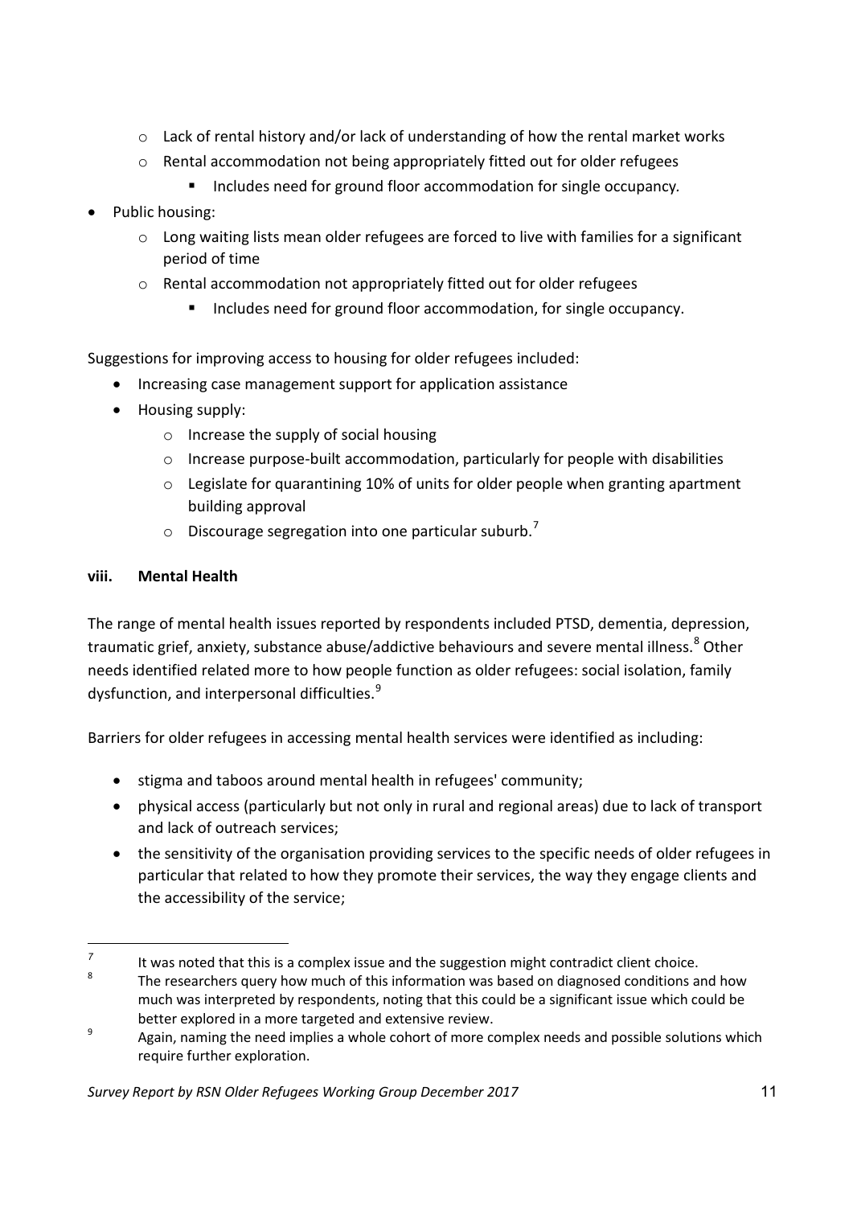- Lack of rental history and/or lack of understanding of how the rental market works
  - Rental accommodation not being appropriately fitted out for older refugees
    - Includes need for ground floor accommodation for single occupancy.
- Public housing:
  - Long waiting lists mean older refugees are forced to live with families for a significant period of time
  - Rental accommodation not appropriately fitted out for older refugees
    - Includes need for ground floor accommodation, for single occupancy.

Suggestions for improving access to housing for older refugees included:

- Increasing case management support for application assistance
- Housing supply:
  - Increase the supply of social housing
  - Increase purpose-built accommodation, particularly for people with disabilities
  - Legislate for quarantining 10% of units for older people when granting apartment building approval
  - Discourage segregation into one particular suburb.[7]

**viii. Mental Health**

The range of mental health issues reported by respondents included PTSD, dementia, depression, traumatic grief, anxiety, substance abuse/addictive behaviours and severe mental illness.[8] Other needs identified related more to how people function as older refugees: social isolation, family dysfunction, and interpersonal difficulties.[9]

Barriers for older refugees in accessing mental health services were identified as including:

- stigma and taboos around mental health in refugees' community;
- physical access (particularly but not only in rural and regional areas) due to lack of transport and lack of outreach services;
- the sensitivity of the organisation providing services to the specific needs of older refugees in particular that related to how they promote their services, the way they engage clients and the accessibility of the service;

---

[7] It was noted that this is a complex issue and the suggestion might contradict client choice.

[8] The researchers query how much of this information was based on diagnosed conditions and how much was interpreted by respondents, noting that this could be a significant issue which could be better explored in a more targeted and extensive review.

[9] Again, naming the need implies a whole cohort of more complex needs and possible solutions which require further exploration.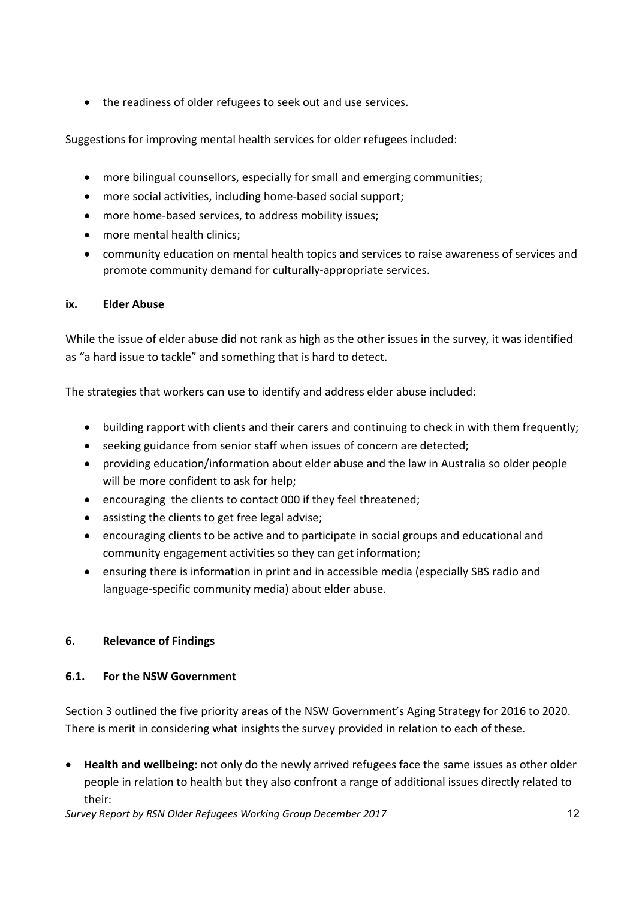- the readiness of older refugees to seek out and use services.

Suggestions for improving mental health services for older refugees included:

- more bilingual counsellors, especially for small and emerging communities;
- more social activities, including home-based social support;
- more home-based services, to address mobility issues;
- more mental health clinics;
- community education on mental health topics and services to raise awareness of services and promote community demand for culturally-appropriate services.

#### ix. Elder Abuse

While the issue of elder abuse did not rank as high as the other issues in the survey, it was identified as "a hard issue to tackle" and something that is hard to detect.

The strategies that workers can use to identify and address elder abuse included:

- building rapport with clients and their carers and continuing to check in with them frequently;
- seeking guidance from senior staff when issues of concern are detected;
- providing education/information about elder abuse and the law in Australia so older people will be more confident to ask for help;
- encouraging the clients to contact 000 if they feel threatened;
- assisting the clients to get free legal advise;
- encouraging clients to be active and to participate in social groups and educational and community engagement activities so they can get information;
- ensuring there is information in print and in accessible media (especially SBS radio and language-specific community media) about elder abuse.

## 6. Relevance of Findings

### 6.1. For the NSW Government

Section 3 outlined the five priority areas of the NSW Government's Aging Strategy for 2016 to 2020. There is merit in considering what insights the survey provided in relation to each of these.

- **Health and wellbeing:** not only do the newly arrived refugees face the same issues as other older people in relation to health but they also confront a range of additional issues directly related to their: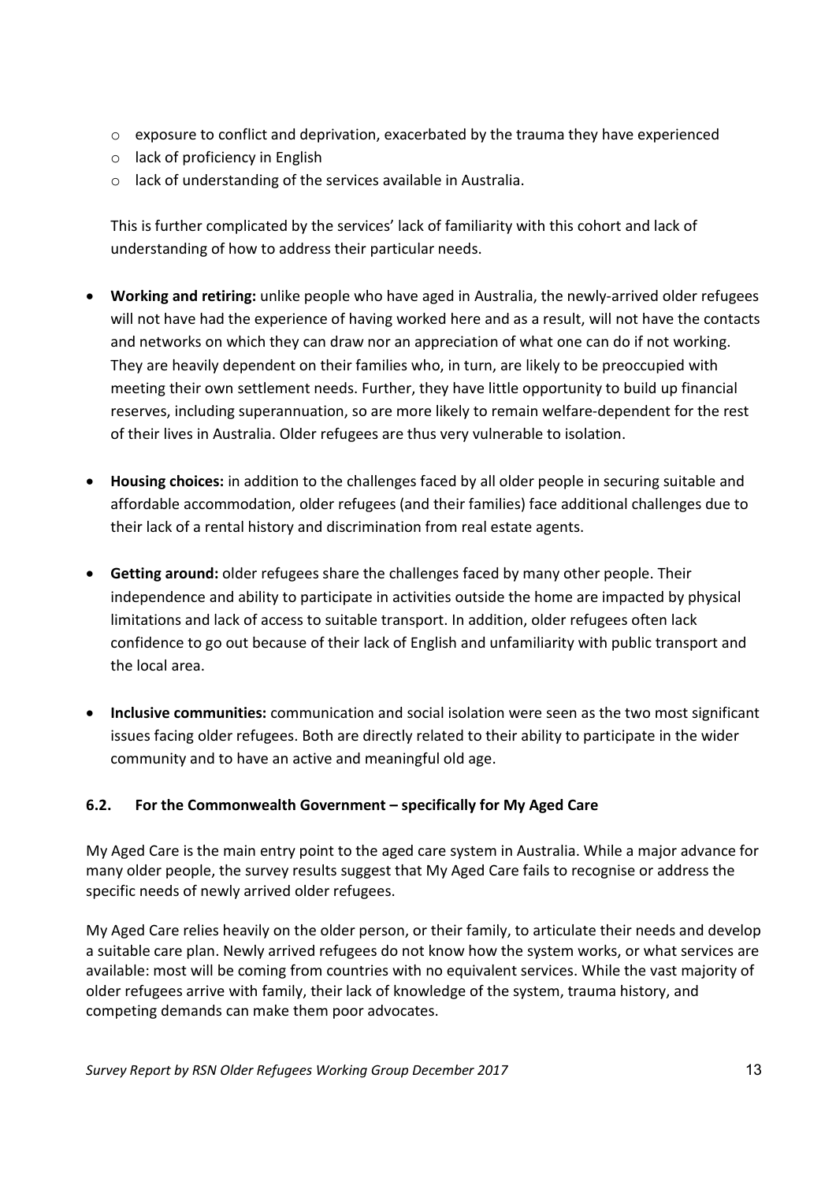- exposure to conflict and deprivation, exacerbated by the trauma they have experienced
   - lack of proficiency in English
   - lack of understanding of the services available in Australia.

  This is further complicated by the services' lack of familiarity with this cohort and lack of understanding of how to address their particular needs.

- **Working and retiring:** unlike people who have aged in Australia, the newly-arrived older refugees will not have had the experience of having worked here and as a result, will not have the contacts and networks on which they can draw nor an appreciation of what one can do if not working. They are heavily dependent on their families who, in turn, are likely to be preoccupied with meeting their own settlement needs. Further, they have little opportunity to build up financial reserves, including superannuation, so are more likely to remain welfare-dependent for the rest of their lives in Australia. Older refugees are thus very vulnerable to isolation.

- **Housing choices:** in addition to the challenges faced by all older people in securing suitable and affordable accommodation, older refugees (and their families) face additional challenges due to their lack of a rental history and discrimination from real estate agents.

- **Getting around:** older refugees share the challenges faced by many other people. Their independence and ability to participate in activities outside the home are impacted by physical limitations and lack of access to suitable transport. In addition, older refugees often lack confidence to go out because of their lack of English and unfamiliarity with public transport and the local area.

- **Inclusive communities:** communication and social isolation were seen as the two most significant issues facing older refugees. Both are directly related to their ability to participate in the wider community and to have an active and meaningful old age.

### 6.2. For the Commonwealth Government – specifically for My Aged Care

My Aged Care is the main entry point to the aged care system in Australia. While a major advance for many older people, the survey results suggest that My Aged Care fails to recognise or address the specific needs of newly arrived older refugees.

My Aged Care relies heavily on the older person, or their family, to articulate their needs and develop a suitable care plan. Newly arrived refugees do not know how the system works, or what services are available: most will be coming from countries with no equivalent services. While the vast majority of older refugees arrive with family, their lack of knowledge of the system, trauma history, and competing demands can make them poor advocates.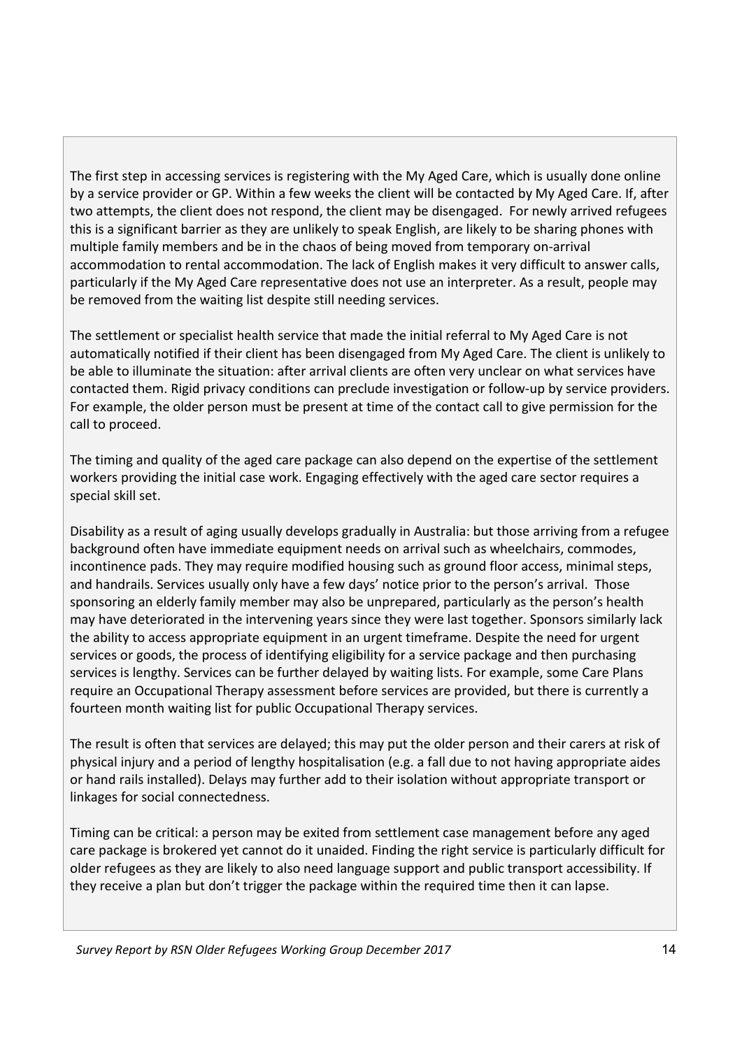The first step in accessing services is registering with the My Aged Care, which is usually done online by a service provider or GP. Within a few weeks the client will be contacted by My Aged Care. If, after two attempts, the client does not respond, the client may be disengaged. For newly arrived refugees this is a significant barrier as they are unlikely to speak English, are likely to be sharing phones with multiple family members and be in the chaos of being moved from temporary on-arrival accommodation to rental accommodation. The lack of English makes it very difficult to answer calls, particularly if the My Aged Care representative does not use an interpreter. As a result, people may be removed from the waiting list despite still needing services.

The settlement or specialist health service that made the initial referral to My Aged Care is not automatically notified if their client has been disengaged from My Aged Care. The client is unlikely to be able to illuminate the situation: after arrival clients are often very unclear on what services have contacted them. Rigid privacy conditions can preclude investigation or follow-up by service providers. For example, the older person must be present at time of the contact call to give permission for the call to proceed.

The timing and quality of the aged care package can also depend on the expertise of the settlement workers providing the initial case work. Engaging effectively with the aged care sector requires a special skill set.

Disability as a result of aging usually develops gradually in Australia: but those arriving from a refugee background often have immediate equipment needs on arrival such as wheelchairs, commodes, incontinence pads. They may require modified housing such as ground floor access, minimal steps, and handrails. Services usually only have a few days' notice prior to the person's arrival. Those sponsoring an elderly family member may also be unprepared, particularly as the person's health may have deteriorated in the intervening years since they were last together. Sponsors similarly lack the ability to access appropriate equipment in an urgent timeframe. Despite the need for urgent services or goods, the process of identifying eligibility for a service package and then purchasing services is lengthy. Services can be further delayed by waiting lists. For example, some Care Plans require an Occupational Therapy assessment before services are provided, but there is currently a fourteen month waiting list for public Occupational Therapy services.

The result is often that services are delayed; this may put the older person and their carers at risk of physical injury and a period of lengthy hospitalisation (e.g. a fall due to not having appropriate aides or hand rails installed). Delays may further add to their isolation without appropriate transport or linkages for social connectedness.

Timing can be critical: a person may be exited from settlement case management before any aged care package is brokered yet cannot do it unaided. Finding the right service is particularly difficult for older refugees as they are likely to also need language support and public transport accessibility. If they receive a plan but don't trigger the package within the required time then it can lapse.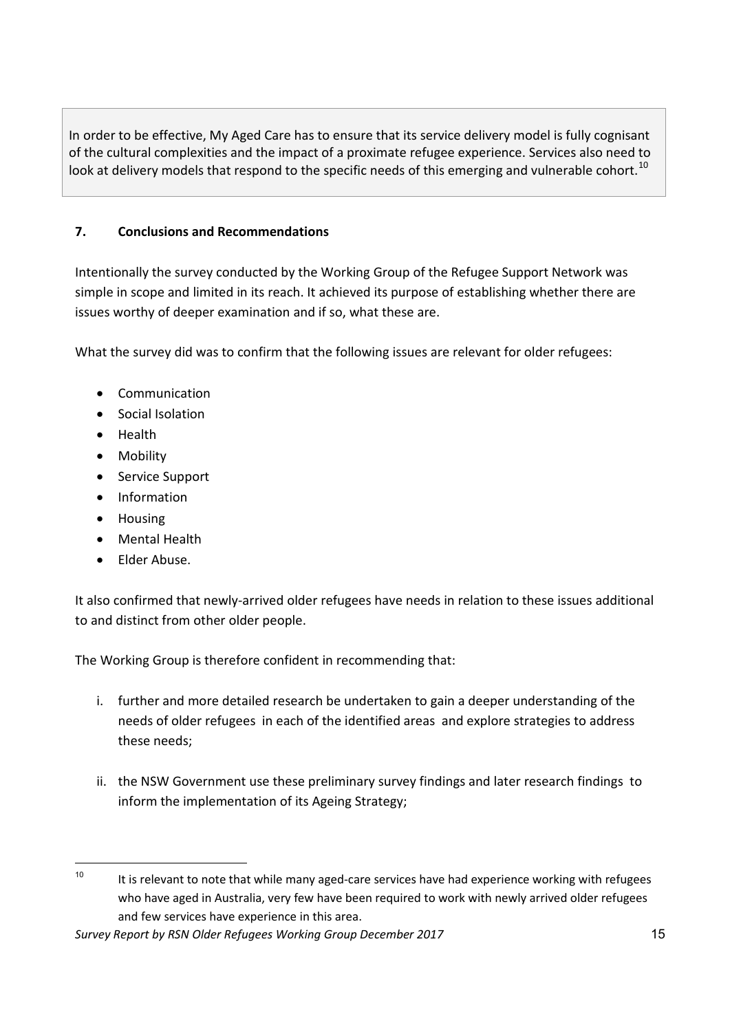In order to be effective, My Aged Care has to ensure that its service delivery model is fully cognisant of the cultural complexities and the impact of a proximate refugee experience. Services also need to look at delivery models that respond to the specific needs of this emerging and vulnerable cohort.[10]

## 7. Conclusions and Recommendations

Intentionally the survey conducted by the Working Group of the Refugee Support Network was simple in scope and limited in its reach. It achieved its purpose of establishing whether there are issues worthy of deeper examination and if so, what these are.

What the survey did was to confirm that the following issues are relevant for older refugees:

- Communication
- Social Isolation
- Health
- Mobility
- Service Support
- Information
- Housing
- Mental Health
- Elder Abuse.

It also confirmed that newly-arrived older refugees have needs in relation to these issues additional to and distinct from other older people.

The Working Group is therefore confident in recommending that:

i. further and more detailed research be undertaken to gain a deeper understanding of the needs of older refugees in each of the identified areas and explore strategies to address these needs;

ii. the NSW Government use these preliminary survey findings and later research findings to inform the implementation of its Ageing Strategy;

---

[10] It is relevant to note that while many aged-care services have had experience working with refugees who have aged in Australia, very few have been required to work with newly arrived older refugees and few services have experience in this area.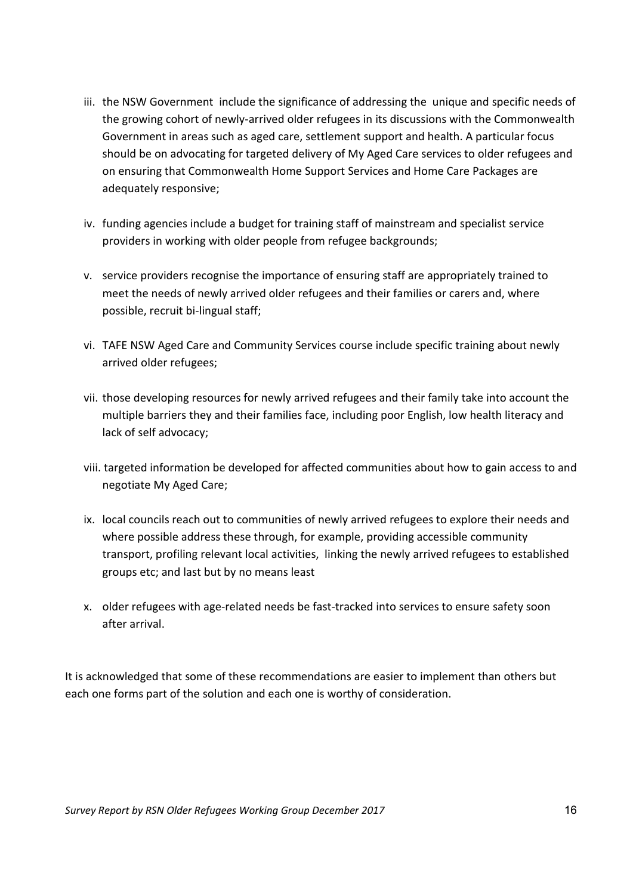iii. the NSW Government include the significance of addressing the unique and specific needs of the growing cohort of newly-arrived older refugees in its discussions with the Commonwealth Government in areas such as aged care, settlement support and health. A particular focus should be on advocating for targeted delivery of My Aged Care services to older refugees and on ensuring that Commonwealth Home Support Services and Home Care Packages are adequately responsive;

iv. funding agencies include a budget for training staff of mainstream and specialist service providers in working with older people from refugee backgrounds;

v. service providers recognise the importance of ensuring staff are appropriately trained to meet the needs of newly arrived older refugees and their families or carers and, where possible, recruit bi-lingual staff;

vi. TAFE NSW Aged Care and Community Services course include specific training about newly arrived older refugees;

vii. those developing resources for newly arrived refugees and their family take into account the multiple barriers they and their families face, including poor English, low health literacy and lack of self advocacy;

viii. targeted information be developed for affected communities about how to gain access to and negotiate My Aged Care;

ix. local councils reach out to communities of newly arrived refugees to explore their needs and where possible address these through, for example, providing accessible community transport, profiling relevant local activities, linking the newly arrived refugees to established groups etc; and last but by no means least

x. older refugees with age-related needs be fast-tracked into services to ensure safety soon after arrival.

It is acknowledged that some of these recommendations are easier to implement than others but each one forms part of the solution and each one is worthy of consideration.